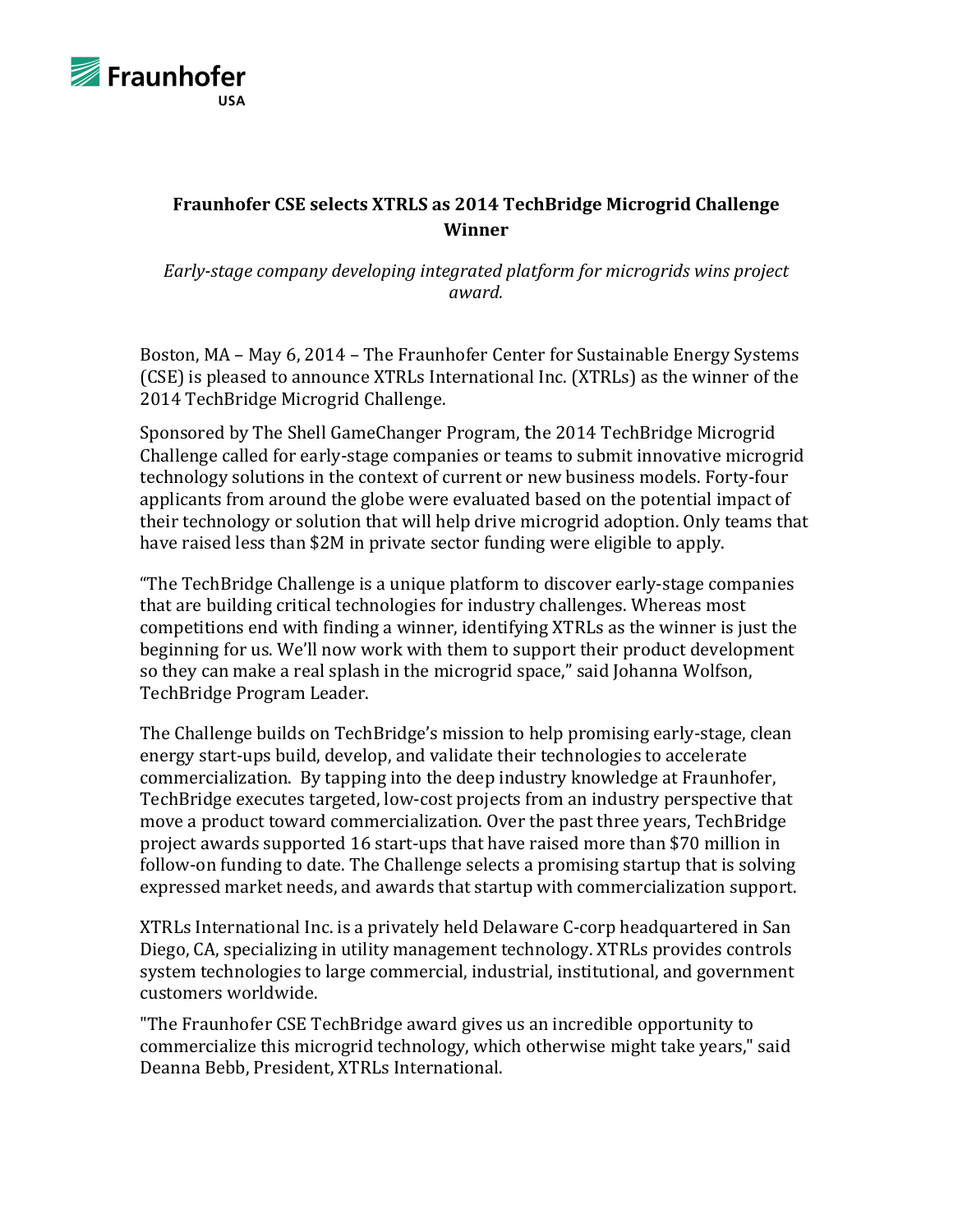# Fraunhofer CSE selects XTRLS as 2014 TechBridge Microgrid Challenge Winner

*Early-stage company developing integrated platform for microgrids wins project award.*

Boston, MA – May 6, 2014 – The Fraunhofer Center for Sustainable Energy Systems (CSE) is pleased to announce XTRLs International Inc. (XTRLs) as the winner of the 2014 TechBridge Microgrid Challenge.

Sponsored by The Shell GameChanger Program, the 2014 TechBridge Microgrid Challenge called for early-stage companies or teams to submit innovative microgrid technology solutions in the context of current or new business models. Forty-four applicants from around the globe were evaluated based on the potential impact of their technology or solution that will help drive microgrid adoption. Only teams that have raised less than $2M in private sector funding were eligible to apply.

"The TechBridge Challenge is a unique platform to discover early-stage companies that are building critical technologies for industry challenges. Whereas most competitions end with finding a winner, identifying XTRLs as the winner is just the beginning for us. We'll now work with them to support their product development so they can make a real splash in the microgrid space," said Johanna Wolfson, TechBridge Program Leader.

The Challenge builds on TechBridge's mission to help promising early-stage, clean energy start-ups build, develop, and validate their technologies to accelerate commercialization. By tapping into the deep industry knowledge at Fraunhofer, TechBridge executes targeted, low-cost projects from an industry perspective that move a product toward commercialization. Over the past three years, TechBridge project awards supported 16 start-ups that have raised more than $70 million in follow-on funding to date. The Challenge selects a promising startup that is solving expressed market needs, and awards that startup with commercialization support.

XTRLs International Inc. is a privately held Delaware C-corp headquartered in San Diego, CA, specializing in utility management technology. XTRLs provides controls system technologies to large commercial, industrial, institutional, and government customers worldwide.

"The Fraunhofer CSE TechBridge award gives us an incredible opportunity to commercialize this microgrid technology, which otherwise might take years," said Deanna Bebb, President, XTRLs International.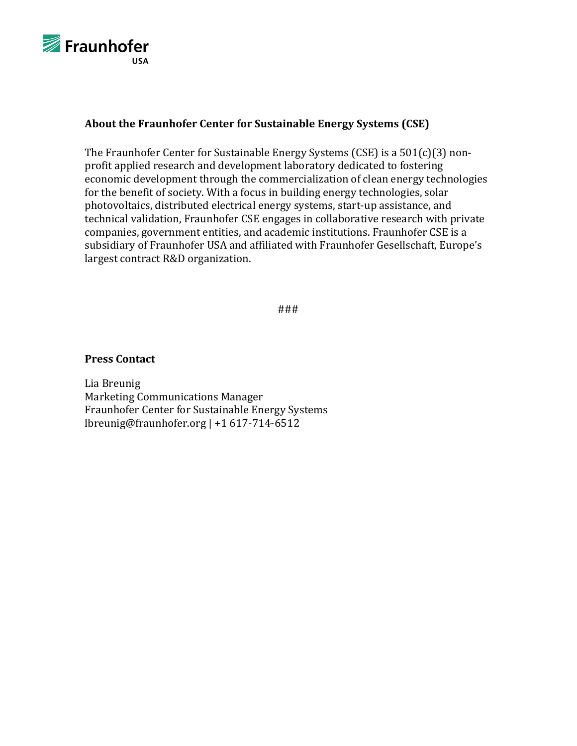**About the Fraunhofer Center for Sustainable Energy Systems (CSE)**

The Fraunhofer Center for Sustainable Energy Systems (CSE) is a 501(c)(3) non-profit applied research and development laboratory dedicated to fostering economic development through the commercialization of clean energy technologies for the benefit of society. With a focus in building energy technologies, solar photovoltaics, distributed electrical energy systems, start-up assistance, and technical validation, Fraunhofer CSE engages in collaborative research with private companies, government entities, and academic institutions. Fraunhofer CSE is a subsidiary of Fraunhofer USA and affiliated with Fraunhofer Gesellschaft, Europe's largest contract R&D organization.

###

**Press Contact**

Lia Breunig
Marketing Communications Manager
Fraunhofer Center for Sustainable Energy Systems
lbreunig@fraunhofer.org | +1 617-714-6512